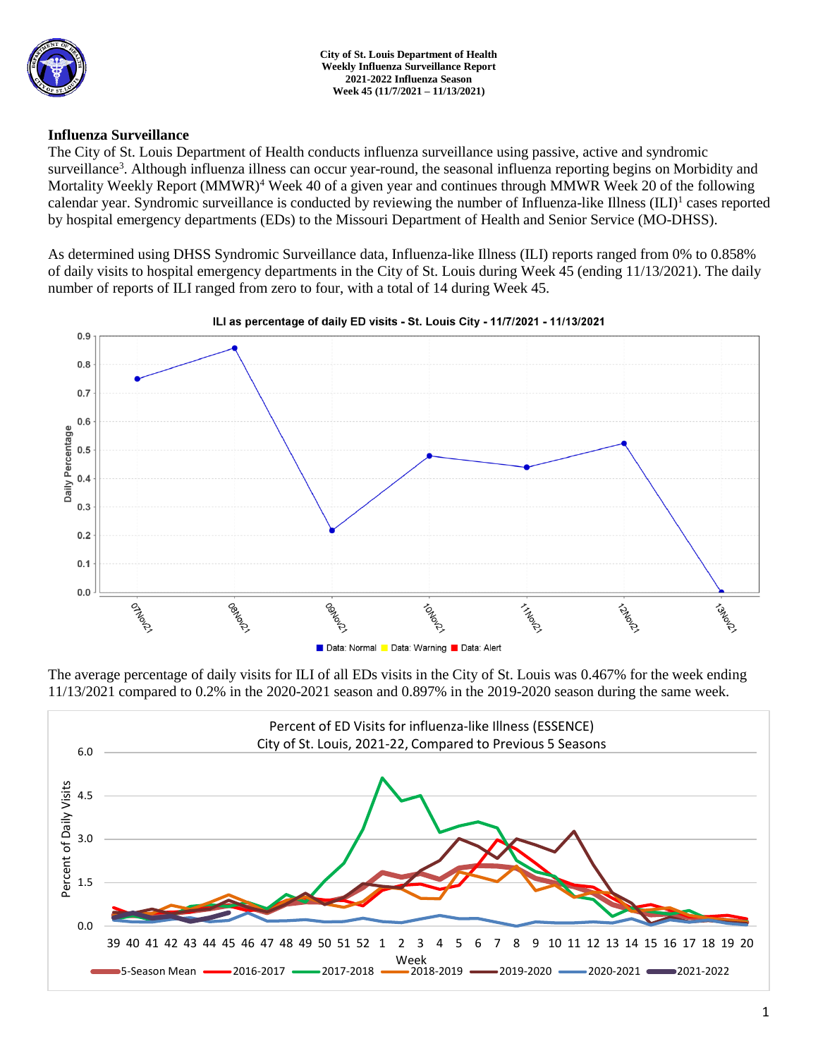**City of St. Louis Department of Health**
**Weekly Influenza Surveillance Report**
**2021-2022 Influenza Season**
**Week 45 (11/7/2021 – 11/13/2021)**

## Influenza Surveillance

The City of St. Louis Department of Health conducts influenza surveillance using passive, active and syndromic surveillance[3]. Although influenza illness can occur year-round, the seasonal influenza reporting begins on Morbidity and Mortality Weekly Report (MMWR)[4] Week 40 of a given year and continues through MMWR Week 20 of the following calendar year. Syndromic surveillance is conducted by reviewing the number of Influenza-like Illness (ILI)[1] cases reported by hospital emergency departments (EDs) to the Missouri Department of Health and Senior Service (MO-DHSS).

As determined using DHSS Syndromic Surveillance data, Influenza-like Illness (ILI) reports ranged from 0% to 0.858% of daily visits to hospital emergency departments in the City of St. Louis during Week 45 (ending 11/13/2021). The daily number of reports of ILI ranged from zero to four, with a total of 14 during Week 45.

ILI as percentage of daily ED visits - St. Louis City - 11/7/2021 - 11/13/2021

The average percentage of daily visits for ILI of all EDs visits in the City of St. Louis was 0.467% for the week ending 11/13/2021 compared to 0.2% in the 2020-2021 season and 0.897% in the 2019-2020 season during the same week.

Percent of ED Visits for influenza-like Illness (ESSENCE)
City of St. Louis, 2021-22, Compared to Previous 5 Seasons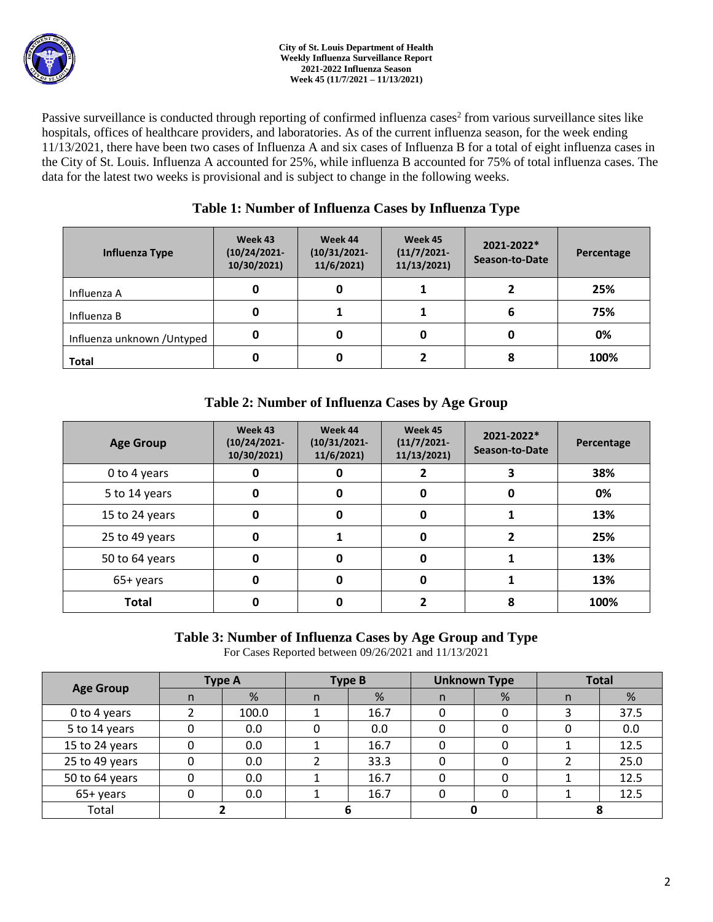Passive surveillance is conducted through reporting of confirmed influenza cases[2] from various surveillance sites like hospitals, offices of healthcare providers, and laboratories. As of the current influenza season, for the week ending 11/13/2021, there have been two cases of Influenza A and six cases of Influenza B for a total of eight influenza cases in the City of St. Louis. Influenza A accounted for 25%, while influenza B accounted for 75% of total influenza cases. The data for the latest two weeks is provisional and is subject to change in the following weeks.

## Table 1: Number of Influenza Cases by Influenza Type

| Influenza Type | Week 43 (10/24/2021-10/30/2021) | Week 44 (10/31/2021-11/6/2021) | Week 45 (11/7/2021-11/13/2021) | 2021-2022* Season-to-Date | Percentage |
|---|---|---|---|---|---|
| Influenza A | 0 | 0 | 1 | 2 | 25% |
| Influenza B | 0 | 1 | 1 | 6 | 75% |
| Influenza unknown /Untyped | 0 | 0 | 0 | 0 | 0% |
| **Total** | 0 | 0 | 2 | 8 | 100% |

## Table 2: Number of Influenza Cases by Age Group

| Age Group | Week 43 (10/24/2021-10/30/2021) | Week 44 (10/31/2021-11/6/2021) | Week 45 (11/7/2021-11/13/2021) | 2021-2022* Season-to-Date | Percentage |
|---|---|---|---|---|---|
| 0 to 4 years | 0 | 0 | 2 | 3 | 38% |
| 5 to 14 years | 0 | 0 | 0 | 0 | 0% |
| 15 to 24 years | 0 | 0 | 0 | 1 | 13% |
| 25 to 49 years | 0 | 1 | 0 | 2 | 25% |
| 50 to 64 years | 0 | 0 | 0 | 1 | 13% |
| 65+ years | 0 | 0 | 0 | 1 | 13% |
| **Total** | 0 | 0 | 2 | 8 | 100% |

## Table 3: Number of Influenza Cases by Age Group and Type

For Cases Reported between 09/26/2021 and 11/13/2021

| Age Group | Type A | | Type B | | Unknown Type | | Total | |
|---|---|---|---|---|---|---|---|---|
| | n | % | n | % | n | % | n | % |
| 0 to 4 years | 2 | 100.0 | 1 | 16.7 | 0 | 0 | 3 | 37.5 |
| 5 to 14 years | 0 | 0.0 | 0 | 0.0 | 0 | 0 | 0 | 0.0 |
| 15 to 24 years | 0 | 0.0 | 1 | 16.7 | 0 | 0 | 1 | 12.5 |
| 25 to 49 years | 0 | 0.0 | 2 | 33.3 | 0 | 0 | 2 | 25.0 |
| 50 to 64 years | 0 | 0.0 | 1 | 16.7 | 0 | 0 | 1 | 12.5 |
| 65+ years | 0 | 0.0 | 1 | 16.7 | 0 | 0 | 1 | 12.5 |
| Total | 2 | | 6 | | 0 | | 8 | |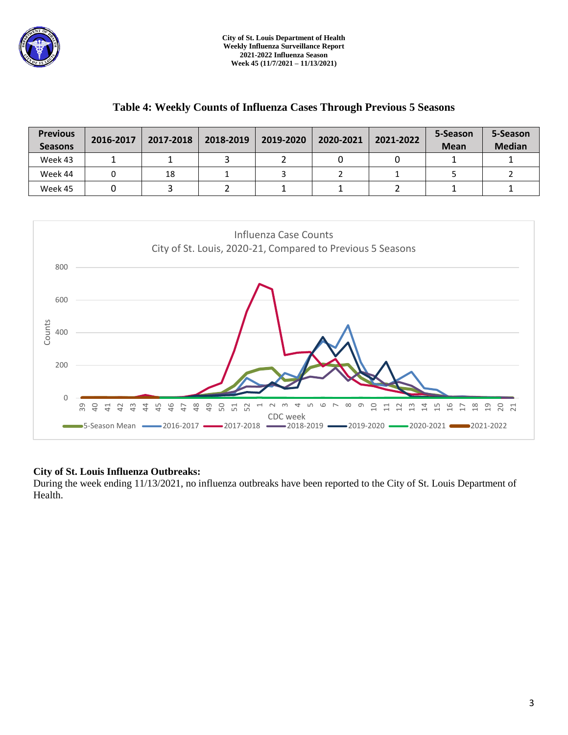## Table 4: Weekly Counts of Influenza Cases Through Previous 5 Seasons

| Previous Seasons | 2016-2017 | 2017-2018 | 2018-2019 | 2019-2020 | 2020-2021 | 2021-2022 | 5-Season Mean | 5-Season Median |
|---|---|---|---|---|---|---|---|---|
| Week 43 | 1 | 1 | 3 | 2 | 0 | 0 | 1 | 1 |
| Week 44 | 0 | 18 | 1 | 3 | 2 | 1 | 5 | 2 |
| Week 45 | 0 | 3 | 2 | 1 | 1 | 2 | 1 | 1 |

**City of St. Louis Influenza Outbreaks:**

During the week ending 11/13/2021, no influenza outbreaks have been reported to the City of St. Louis Department of Health.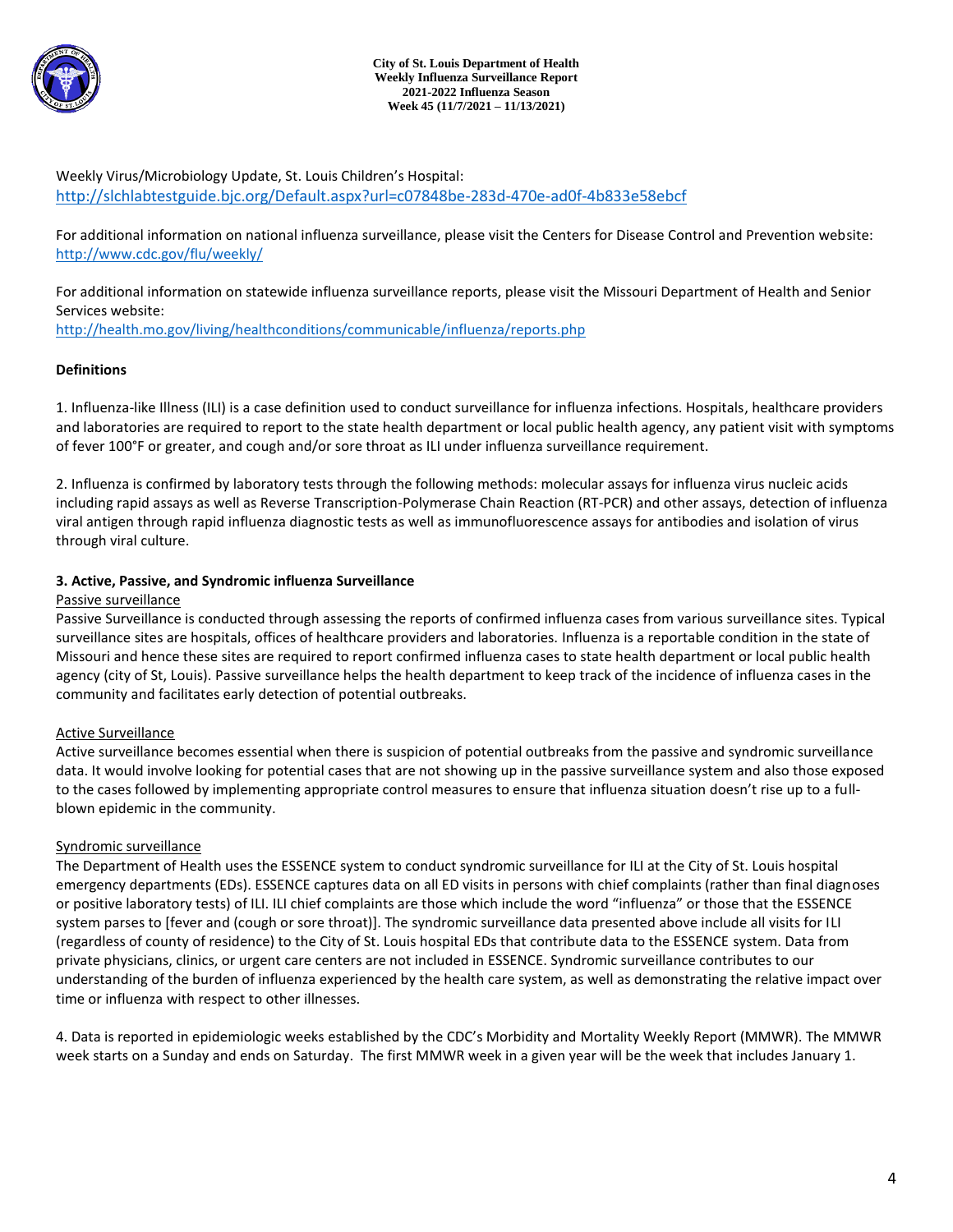Weekly Virus/Microbiology Update, St. Louis Children's Hospital:
http://slchlabtestguide.bjc.org/Default.aspx?url=c07848be-283d-470e-ad0f-4b833e58ebcf

For additional information on national influenza surveillance, please visit the Centers for Disease Control and Prevention website:
http://www.cdc.gov/flu/weekly/

For additional information on statewide influenza surveillance reports, please visit the Missouri Department of Health and Senior Services website:
http://health.mo.gov/living/healthconditions/communicable/influenza/reports.php

**Definitions**

1. Influenza-like Illness (ILI) is a case definition used to conduct surveillance for influenza infections. Hospitals, healthcare providers and laboratories are required to report to the state health department or local public health agency, any patient visit with symptoms of fever 100°F or greater, and cough and/or sore throat as ILI under influenza surveillance requirement.

2. Influenza is confirmed by laboratory tests through the following methods: molecular assays for influenza virus nucleic acids including rapid assays as well as Reverse Transcription-Polymerase Chain Reaction (RT-PCR) and other assays, detection of influenza viral antigen through rapid influenza diagnostic tests as well as immunofluorescence assays for antibodies and isolation of virus through viral culture.

**3. Active, Passive, and Syndromic influenza Surveillance**

Passive surveillance

Passive Surveillance is conducted through assessing the reports of confirmed influenza cases from various surveillance sites. Typical surveillance sites are hospitals, offices of healthcare providers and laboratories. Influenza is a reportable condition in the state of Missouri and hence these sites are required to report confirmed influenza cases to state health department or local public health agency (city of St, Louis). Passive surveillance helps the health department to keep track of the incidence of influenza cases in the community and facilitates early detection of potential outbreaks.

Active Surveillance

Active surveillance becomes essential when there is suspicion of potential outbreaks from the passive and syndromic surveillance data. It would involve looking for potential cases that are not showing up in the passive surveillance system and also those exposed to the cases followed by implementing appropriate control measures to ensure that influenza situation doesn't rise up to a full-blown epidemic in the community.

Syndromic surveillance

The Department of Health uses the ESSENCE system to conduct syndromic surveillance for ILI at the City of St. Louis hospital emergency departments (EDs). ESSENCE captures data on all ED visits in persons with chief complaints (rather than final diagnoses or positive laboratory tests) of ILI. ILI chief complaints are those which include the word "influenza" or those that the ESSENCE system parses to [fever and (cough or sore throat)]. The syndromic surveillance data presented above include all visits for ILI (regardless of county of residence) to the City of St. Louis hospital EDs that contribute data to the ESSENCE system. Data from private physicians, clinics, or urgent care centers are not included in ESSENCE. Syndromic surveillance contributes to our understanding of the burden of influenza experienced by the health care system, as well as demonstrating the relative impact over time or influenza with respect to other illnesses.

4. Data is reported in epidemiologic weeks established by the CDC's Morbidity and Mortality Weekly Report (MMWR). The MMWR week starts on a Sunday and ends on Saturday. The first MMWR week in a given year will be the week that includes January 1.